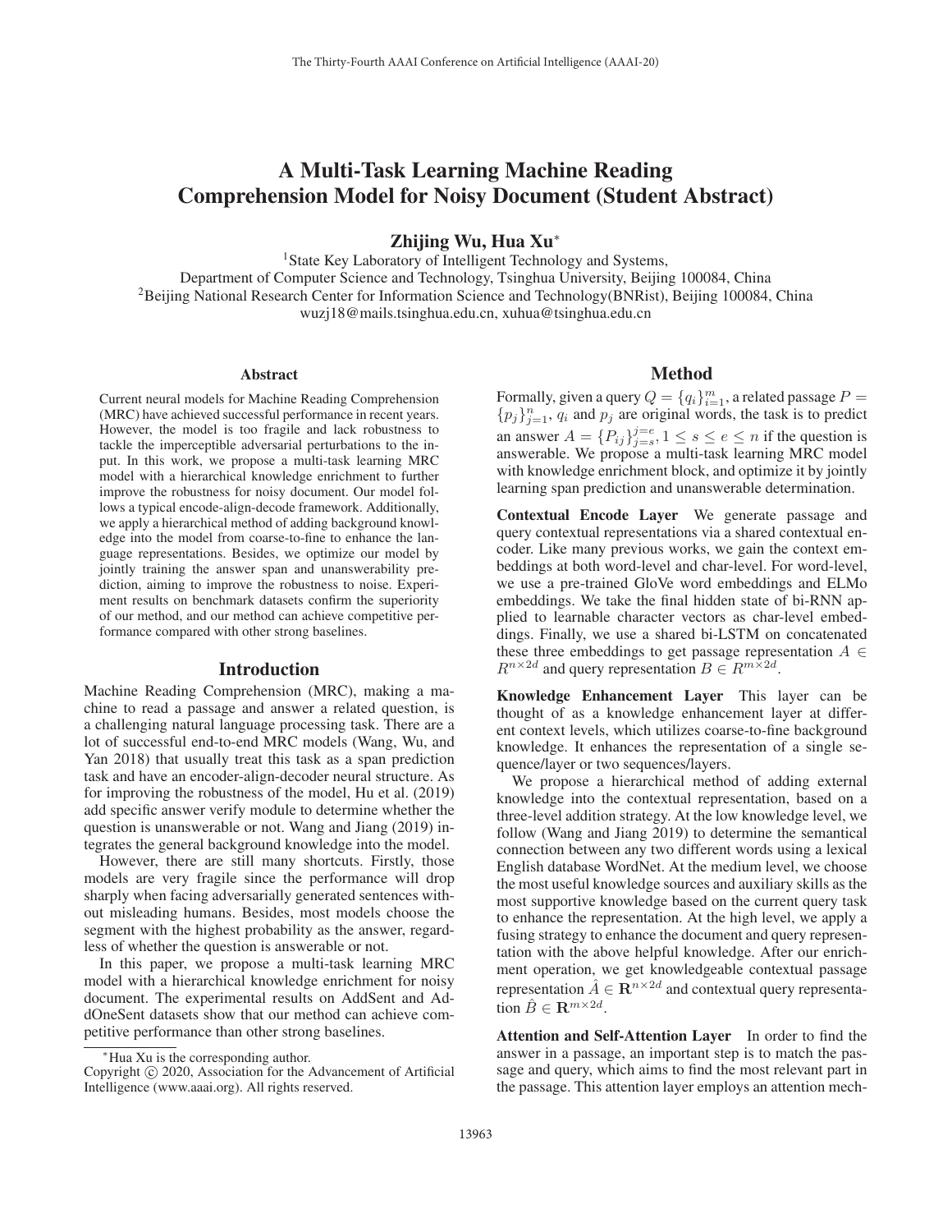# A Multi-Task Learning Machine Reading Comprehension Model for Noisy Document (Student Abstract)

**Zhijing Wu, Hua Xu***

[1]State Key Laboratory of Intelligent Technology and Systems,
Department of Computer Science and Technology, Tsinghua University, Beijing 100084, China
[2]Beijing National Research Center for Information Science and Technology(BNRist), Beijing 100084, China
wuzj18@mails.tsinghua.edu.cn, xuhua@tsinghua.edu.cn

## Abstract

Current neural models for Machine Reading Comprehension (MRC) have achieved successful performance in recent years. However, the model is too fragile and lack robustness to tackle the imperceptible adversarial perturbations to the input. In this work, we propose a multi-task learning MRC model with a hierarchical knowledge enrichment to further improve the robustness for noisy document. Our model follows a typical encode-align-decode framework. Additionally, we apply a hierarchical method of adding background knowledge into the model from coarse-to-fine to enhance the language representations. Besides, we optimize our model by jointly training the answer span and unanswerability prediction, aiming to improve the robustness to noise. Experiment results on benchmark datasets confirm the superiority of our method, and our method can achieve competitive performance compared with other strong baselines.

## Introduction

Machine Reading Comprehension (MRC), making a machine to read a passage and answer a related question, is a challenging natural language processing task. There are a lot of successful end-to-end MRC models (Wang, Wu, and Yan 2018) that usually treat this task as a span prediction task and have an encoder-align-decoder neural structure. As for improving the robustness of the model, Hu et al. (2019) add specific answer verify module to determine whether the question is unanswerable or not. Wang and Jiang (2019) integrates the general background knowledge into the model.

However, there are still many shortcuts. Firstly, those models are very fragile since the performance will drop sharply when facing adversarially generated sentences without misleading humans. Besides, most models choose the segment with the highest probability as the answer, regardless of whether the question is answerable or not.

In this paper, we propose a multi-task learning MRC model with a hierarchical knowledge enrichment for noisy document. The experimental results on AddSent and AddOneSent datasets show that our method can achieve competitive performance than other strong baselines.

*Hua Xu is the corresponding author.
Copyright © 2020, Association for the Advancement of Artificial Intelligence (www.aaai.org). All rights reserved.

## Method

Formally, given a query $Q = \{q_i\}_{i=1}^{m}$, a related passage $P = \{p_j\}_{j=1}^{n}$, $q_i$ and $p_j$ are original words, the task is to predict an answer $A = \{P_{ij}\}_{j=s}^{j=e}, 1 \leq s \leq e \leq n$ if the question is answerable. We propose a multi-task learning MRC model with knowledge enrichment block, and optimize it by jointly learning span prediction and unanswerable determination.

**Contextual Encode Layer** We generate passage and query contextual representations via a shared contextual encoder. Like many previous works, we gain the context embeddings at both word-level and char-level. For word-level, we use a pre-trained GloVe word embeddings and ELMo embeddings. We take the final hidden state of bi-RNN applied to learnable character vectors as char-level embeddings. Finally, we use a shared bi-LSTM on concatenated these three embeddings to get passage representation $A \in R^{n \times 2d}$ and query representation $B \in R^{m \times 2d}$.

**Knowledge Enhancement Layer** This layer can be thought of as a knowledge enhancement layer at different context levels, which utilizes coarse-to-fine background knowledge. It enhances the representation of a single sequence/layer or two sequences/layers.

We propose a hierarchical method of adding external knowledge into the contextual representation, based on a three-level addition strategy. At the low knowledge level, we follow (Wang and Jiang 2019) to determine the semantical connection between any two different words using a lexical English database WordNet. At the medium level, we choose the most useful knowledge sources and auxiliary skills as the most supportive knowledge based on the current query task to enhance the representation. At the high level, we apply a fusing strategy to enhance the document and query representation with the above helpful knowledge. After our enrichment operation, we get knowledgeable contextual passage representation $\hat{A} \in \mathbf{R}^{n \times 2d}$ and contextual query representation $\hat{B} \in \mathbf{R}^{m \times 2d}$.

**Attention and Self-Attention Layer** In order to find the answer in a passage, an important step is to match the passage and query, which aims to find the most relevant part in the passage. This attention layer employs an attention mech-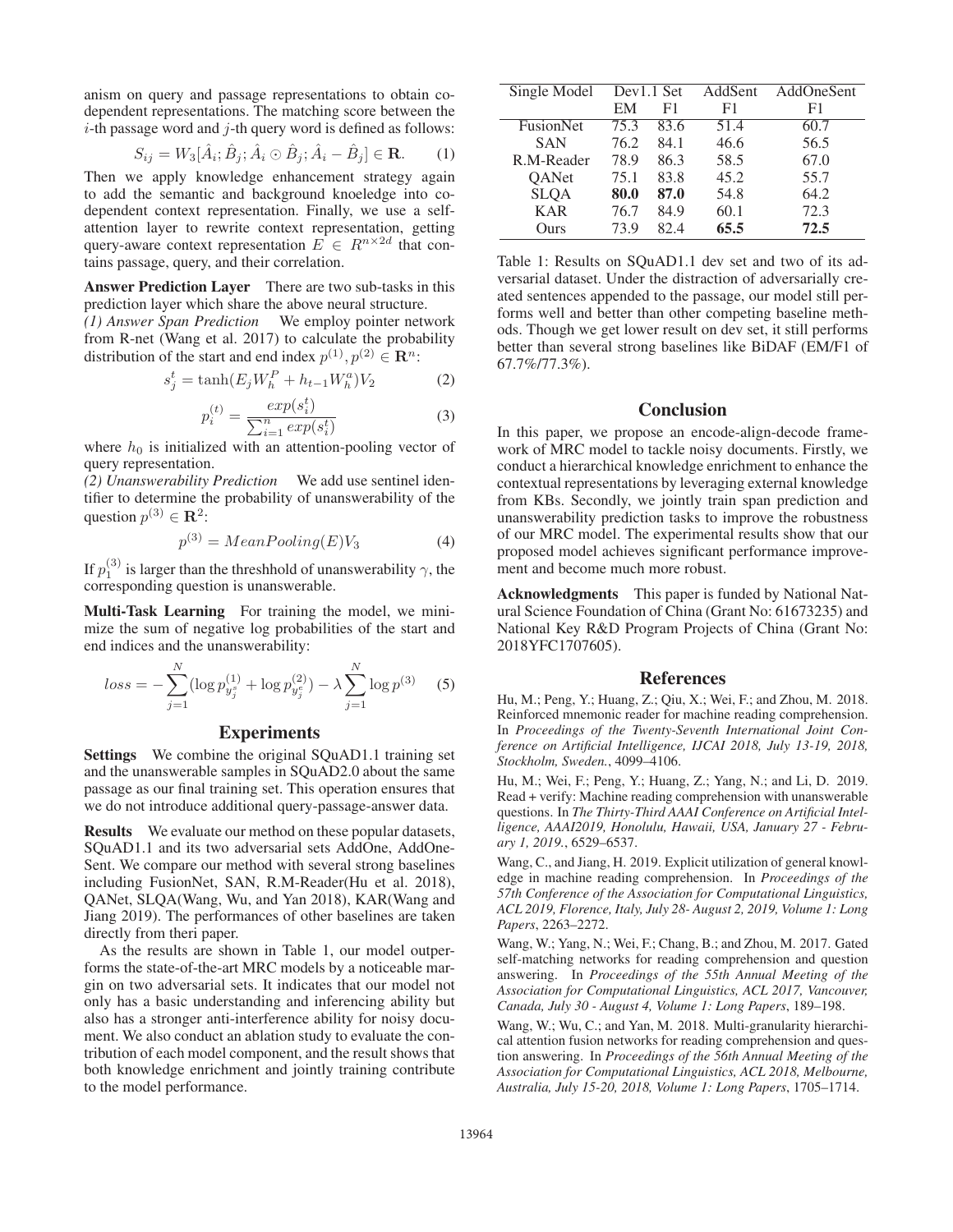anism on query and passage representations to obtain co-dependent representations. The matching score between the $i$-th passage word and $j$-th query word is defined as follows:

$$S_{ij} = W_3[\hat{A}_i; \hat{B}_j; \hat{A}_i \odot \hat{B}_j; \hat{A}_i - \hat{B}_j] \in \mathbf{R}. \qquad (1)$$

Then we apply knowledge enhancement strategy again to add the semantic and background knoeledge into co-dependent context representation. Finally, we use a self-attention layer to rewrite context representation, getting query-aware context representation $E \in R^{n \times 2d}$ that contains passage, query, and their correlation.

**Answer Prediction Layer** There are two sub-tasks in this prediction layer which share the above neural structure.

*(1) Answer Span Prediction* We employ pointer network from R-net (Wang et al. 2017) to calculate the probability distribution of the start and end index $p^{(1)}, p^{(2)} \in \mathbf{R}^n$:

$$s_j^t = \tanh(E_j W_h^P + h_{t-1} W_h^a) V_2 \qquad (2)$$

$$p_i^{(t)} = \frac{exp(s_i^t)}{\sum_{i=1}^{n} exp(s_i^t)} \qquad (3)$$

where $h_0$ is initialized with an attention-pooling vector of query representation.

*(2) Unanswerability Prediction* We add use sentinel identifier to determine the probability of unanswerability of the question $p^{(3)} \in \mathbf{R}^2$:

$$p^{(3)} = MeanPooling(E) V_3 \qquad (4)$$

If $p_1^{(3)}$ is larger than the threshhold of unanswerability $\gamma$, the corresponding question is unanswerable.

**Multi-Task Learning** For training the model, we minimize the sum of negative log probabilities of the start and end indices and the unanswerability:

$$loss = -\sum_{j=1}^{N} (\log p_{y_j^s}^{(1)} + \log p_{y_j^e}^{(2)}) - \lambda \sum_{j=1}^{N} \log p^{(3)} \qquad (5)$$

## Experiments

**Settings** We combine the original SQuAD1.1 training set and the unanswerable samples in SQuAD2.0 about the same passage as our final training set. This operation ensures that we do not introduce additional query-passage-answer data.

**Results** We evaluate our method on these popular datasets, SQuAD1.1 and its two adversarial sets AddOne, AddOneSent. We compare our method with several strong baselines including FusionNet, SAN, R.M-Reader(Hu et al. 2018), QANet, SLQA(Wang, Wu, and Yan 2018), KAR(Wang and Jiang 2019). The performances of other baselines are taken directly from theri paper.

As the results are shown in Table 1, our model outperforms the state-of-the-art MRC models by a noticeable margin on two adversarial sets. It indicates that our model not only has a basic understanding and inferencing ability but also has a stronger anti-interference ability for noisy document. We also conduct an ablation study to evaluate the contribution of each model component, and the result shows that both knowledge enrichment and jointly training contribute to the model performance.

| Single Model | Dev1.1 Set | | AddSent | AddOneSent |
|---|---|---|---|---|
| | EM | F1 | F1 | F1 |
| FusionNet | 75.3 | 83.6 | 51.4 | 60.7 |
| SAN | 76.2 | 84.1 | 46.6 | 56.5 |
| R.M-Reader | 78.9 | 86.3 | 58.5 | 67.0 |
| QANet | 75.1 | 83.8 | 45.2 | 55.7 |
| SLQA | **80.0** | **87.0** | 54.8 | 64.2 |
| KAR | 76.7 | 84.9 | 60.1 | 72.3 |
| Ours | 73.9 | 82.4 | **65.5** | **72.5** |

Table 1: Results on SQuAD1.1 dev set and two of its adversarial dataset. Under the distraction of adversarially created sentences appended to the passage, our model still performs well and better than other competing baseline methods. Though we get lower result on dev set, it still performs better than several strong baselines like BiDAF (EM/F1 of 67.7%/77.3%).

## Conclusion

In this paper, we propose an encode-align-decode framework of MRC model to tackle noisy documents. Firstly, we conduct a hierarchical knowledge enrichment to enhance the contextual representations by leveraging external knowledge from KBs. Secondly, we jointly train span prediction and unanswerability prediction tasks to improve the robustness of our MRC model. The experimental results show that our proposed model achieves significant performance improvement and become much more robust.

**Acknowledgments** This paper is funded by National Natural Science Foundation of China (Grant No: 61673235) and National Key R&D Program Projects of China (Grant No: 2018YFC1707605).

## References

Hu, M.; Peng, Y.; Huang, Z.; Qiu, X.; Wei, F.; and Zhou, M. 2018. Reinforced mnemonic reader for machine reading comprehension. In *Proceedings of the Twenty-Seventh International Joint Conference on Artificial Intelligence, IJCAI 2018, July 13-19, 2018, Stockholm, Sweden.*, 4099–4106.

Hu, M.; Wei, F.; Peng, Y.; Huang, Z.; Yang, N.; and Li, D. 2019. Read + verify: Machine reading comprehension with unanswerable questions. In *The Thirty-Third AAAI Conference on Artificial Intelligence, AAAI2019, Honolulu, Hawaii, USA, January 27 - February 1, 2019.*, 6529–6537.

Wang, C., and Jiang, H. 2019. Explicit utilization of general knowledge in machine reading comprehension. In *Proceedings of the 57th Conference of the Association for Computational Linguistics, ACL 2019, Florence, Italy, July 28- August 2, 2019, Volume 1: Long Papers*, 2263–2272.

Wang, W.; Yang, N.; Wei, F.; Chang, B.; and Zhou, M. 2017. Gated self-matching networks for reading comprehension and question answering. In *Proceedings of the 55th Annual Meeting of the Association for Computational Linguistics, ACL 2017, Vancouver, Canada, July 30 - August 4, Volume 1: Long Papers*, 189–198.

Wang, W.; Wu, C.; and Yan, M. 2018. Multi-granularity hierarchical attention fusion networks for reading comprehension and question answering. In *Proceedings of the 56th Annual Meeting of the Association for Computational Linguistics, ACL 2018, Melbourne, Australia, July 15-20, 2018, Volume 1: Long Papers*, 1705–1714.